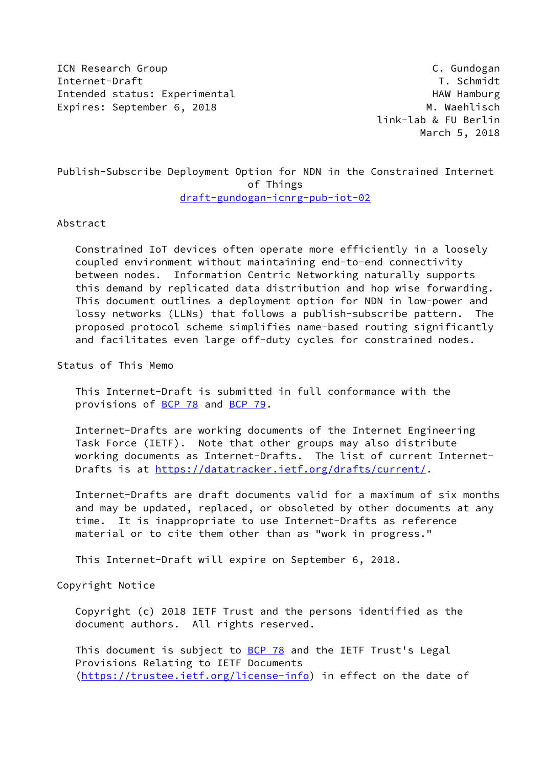ICN Research Group C. Gundogan
Internet-Draft T. Schmidt
Intended status: Experimental HAW Hamburg
Expires: September 6, 2018 M. Waehlisch
link-lab & FU Berlin
March 5, 2018

# Publish-Subscribe Deployment Option for NDN in the Constrained Internet of Things

draft-gundogan-icnrg-pub-iot-02

## Abstract

Constrained IoT devices often operate more efficiently in a loosely coupled environment without maintaining end-to-end connectivity between nodes. Information Centric Networking naturally supports this demand by replicated data distribution and hop wise forwarding. This document outlines a deployment option for NDN in low-power and lossy networks (LLNs) that follows a publish-subscribe pattern. The proposed protocol scheme simplifies name-based routing significantly and facilitates even large off-duty cycles for constrained nodes.

## Status of This Memo

This Internet-Draft is submitted in full conformance with the provisions of BCP 78 and BCP 79.

Internet-Drafts are working documents of the Internet Engineering Task Force (IETF). Note that other groups may also distribute working documents as Internet-Drafts. The list of current Internet-Drafts is at https://datatracker.ietf.org/drafts/current/.

Internet-Drafts are draft documents valid for a maximum of six months and may be updated, replaced, or obsoleted by other documents at any time. It is inappropriate to use Internet-Drafts as reference material or to cite them other than as "work in progress."

This Internet-Draft will expire on September 6, 2018.

## Copyright Notice

Copyright (c) 2018 IETF Trust and the persons identified as the document authors. All rights reserved.

This document is subject to BCP 78 and the IETF Trust's Legal Provisions Relating to IETF Documents (https://trustee.ietf.org/license-info) in effect on the date of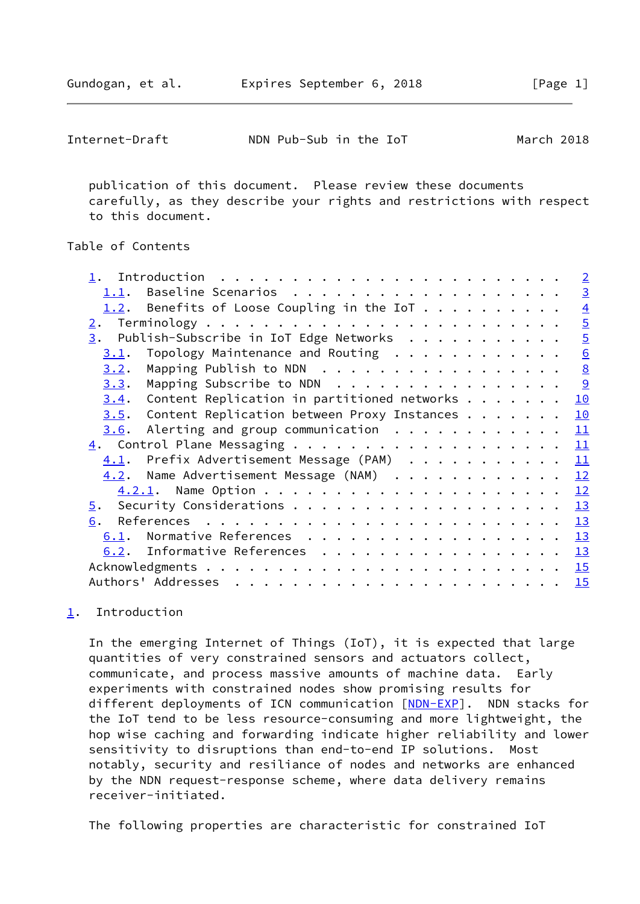publication of this document. Please review these documents carefully, as they describe your rights and restrictions with respect to this document.

Table of Contents

- 1. Introduction . . . . . . . . . . . . . . . . . . . . . . . . 2
  - 1.1. Baseline Scenarios . . . . . . . . . . . . . . . . . . . 3
  - 1.2. Benefits of Loose Coupling in the IoT . . . . . . . . . . 4
- 2. Terminology . . . . . . . . . . . . . . . . . . . . . . . . . 5
- 3. Publish-Subscribe in IoT Edge Networks . . . . . . . . . . . 5
  - 3.1. Topology Maintenance and Routing . . . . . . . . . . . . 6
  - 3.2. Mapping Publish to NDN . . . . . . . . . . . . . . . . . 8
  - 3.3. Mapping Subscribe to NDN . . . . . . . . . . . . . . . . 9
  - 3.4. Content Replication in partitioned networks . . . . . . . 10
  - 3.5. Content Replication between Proxy Instances . . . . . . . 10
  - 3.6. Alerting and group communication . . . . . . . . . . . . 11
- 4. Control Plane Messaging . . . . . . . . . . . . . . . . . . . 11
  - 4.1. Prefix Advertisement Message (PAM) . . . . . . . . . . . 11
  - 4.2. Name Advertisement Message (NAM) . . . . . . . . . . . . 12
    - 4.2.1. Name Option . . . . . . . . . . . . . . . . . . . . 12
- 5. Security Considerations . . . . . . . . . . . . . . . . . . . 13
- 6. References . . . . . . . . . . . . . . . . . . . . . . . . . 13
  - 6.1. Normative References . . . . . . . . . . . . . . . . . . 13
  - 6.2. Informative References . . . . . . . . . . . . . . . . . 13
- Acknowledgments . . . . . . . . . . . . . . . . . . . . . . . . 15
- Authors' Addresses . . . . . . . . . . . . . . . . . . . . . . . 15

## 1. Introduction

In the emerging Internet of Things (IoT), it is expected that large quantities of very constrained sensors and actuators collect, communicate, and process massive amounts of machine data. Early experiments with constrained nodes show promising results for different deployments of ICN communication [NDN-EXP]. NDN stacks for the IoT tend to be less resource-consuming and more lightweight, the hop wise caching and forwarding indicate higher reliability and lower sensitivity to disruptions than end-to-end IP solutions. Most notably, security and resiliance of nodes and networks are enhanced by the NDN request-response scheme, where data delivery remains receiver-initiated.

The following properties are characteristic for constrained IoT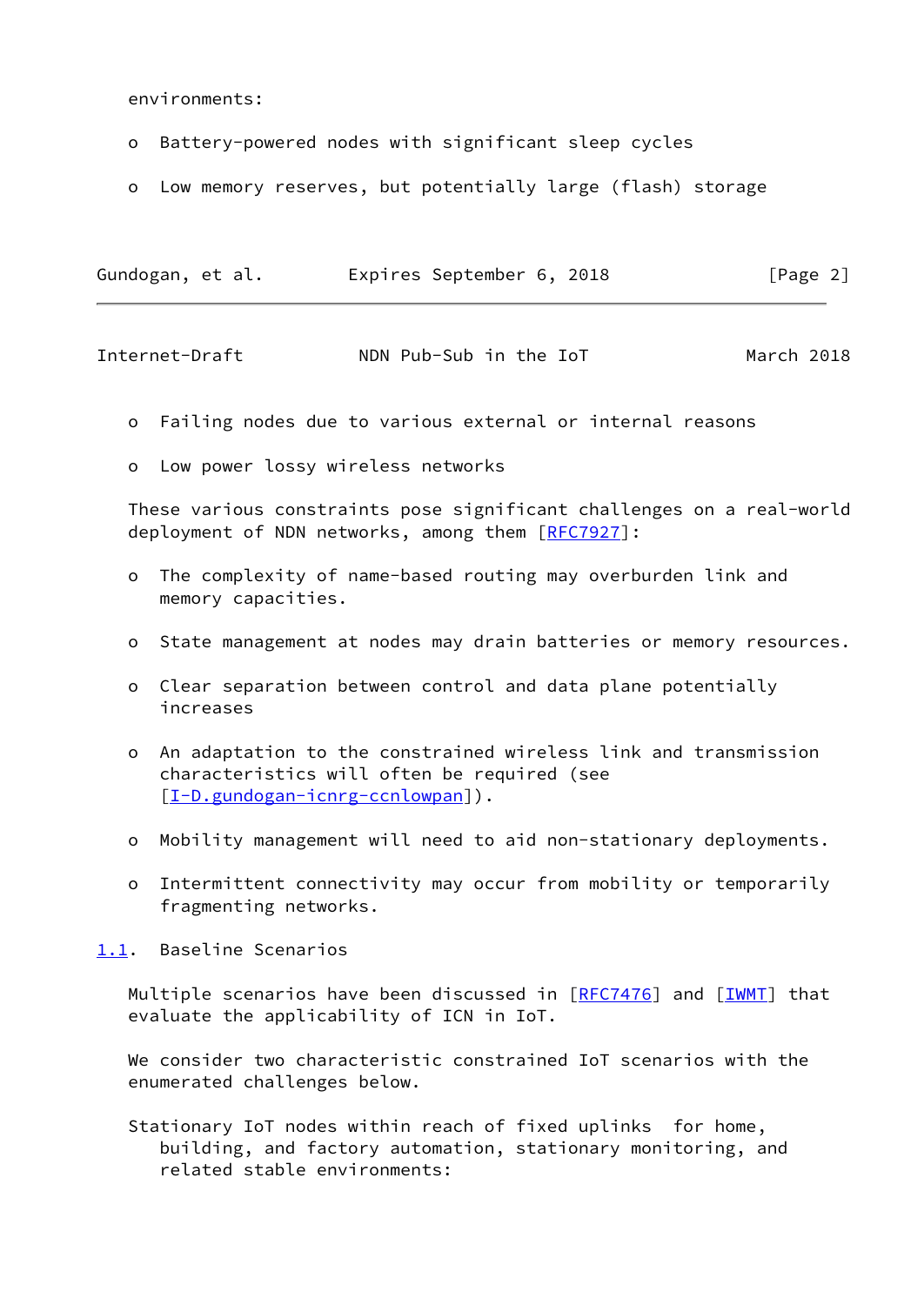environments:

- Battery-powered nodes with significant sleep cycles

- Low memory reserves, but potentially large (flash) storage

- Failing nodes due to various external or internal reasons

- Low power lossy wireless networks

These various constraints pose significant challenges on a real-world deployment of NDN networks, among them [RFC7927]:

- The complexity of name-based routing may overburden link and memory capacities.

- State management at nodes may drain batteries or memory resources.

- Clear separation between control and data plane potentially increases

- An adaptation to the constrained wireless link and transmission characteristics will often be required (see [I-D.gundogan-icnrg-ccnlowpan]).

- Mobility management will need to aid non-stationary deployments.

- Intermittent connectivity may occur from mobility or temporarily fragmenting networks.

## 1.1. Baseline Scenarios

Multiple scenarios have been discussed in [RFC7476] and [IWMT] that evaluate the applicability of ICN in IoT.

We consider two characteristic constrained IoT scenarios with the enumerated challenges below.

Stationary IoT nodes within reach of fixed uplinks for home, building, and factory automation, stationary monitoring, and related stable environments: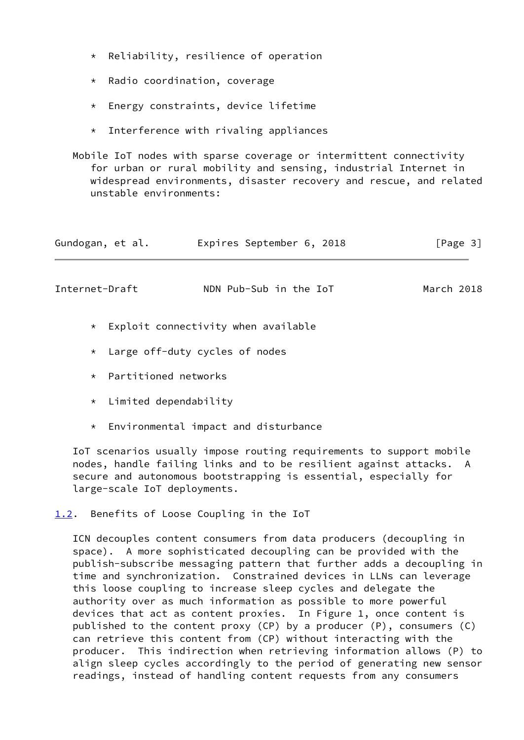* Reliability, resilience of operation

* Radio coordination, coverage

* Energy constraints, device lifetime

* Interference with rivaling appliances

Mobile IoT nodes with sparse coverage or intermittent connectivity for urban or rural mobility and sensing, industrial Internet in widespread environments, disaster recovery and rescue, and related unstable environments:

* Exploit connectivity when available

* Large off-duty cycles of nodes

* Partitioned networks

* Limited dependability

* Environmental impact and disturbance

IoT scenarios usually impose routing requirements to support mobile nodes, handle failing links and to be resilient against attacks. A secure and autonomous bootstrapping is essential, especially for large-scale IoT deployments.

### 1.2. Benefits of Loose Coupling in the IoT

ICN decouples content consumers from data producers (decoupling in space). A more sophisticated decoupling can be provided with the publish-subscribe messaging pattern that further adds a decoupling in time and synchronization. Constrained devices in LLNs can leverage this loose coupling to increase sleep cycles and delegate the authority over as much information as possible to more powerful devices that act as content proxies. In Figure 1, once content is published to the content proxy (CP) by a producer (P), consumers (C) can retrieve this content from (CP) without interacting with the producer. This indirection when retrieving information allows (P) to align sleep cycles accordingly to the period of generating new sensor readings, instead of handling content requests from any consumers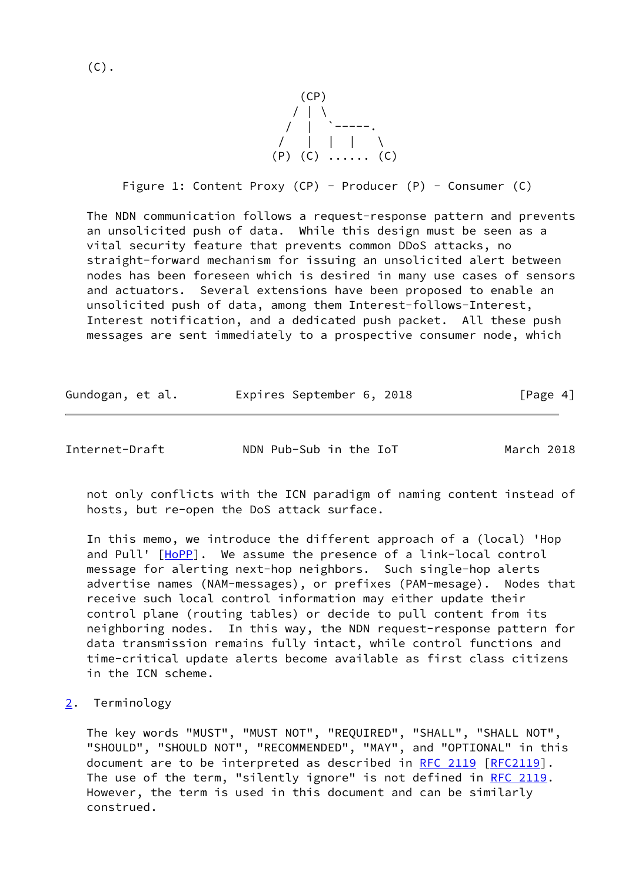(C).

```
                 (CP)
                / | \
               /  |  `-----.
              /   |  |  |   \
            (P) (C) ...... (C)
```

Figure 1: Content Proxy (CP) - Producer (P) - Consumer (C)

The NDN communication follows a request-response pattern and prevents an unsolicited push of data. While this design must be seen as a vital security feature that prevents common DDoS attacks, no straight-forward mechanism for issuing an unsolicited alert between nodes has been foreseen which is desired in many use cases of sensors and actuators. Several extensions have been proposed to enable an unsolicited push of data, among them Interest-follows-Interest, Interest notification, and a dedicated push packet. All these push messages are sent immediately to a prospective consumer node, which not only conflicts with the ICN paradigm of naming content instead of hosts, but re-open the DoS attack surface.

In this memo, we introduce the different approach of a (local) 'Hop and Pull' [HoPP]. We assume the presence of a link-local control message for alerting next-hop neighbors. Such single-hop alerts advertise names (NAM-messages), or prefixes (PAM-mesage). Nodes that receive such local control information may either update their control plane (routing tables) or decide to pull content from its neighboring nodes. In this way, the NDN request-response pattern for data transmission remains fully intact, while control functions and time-critical update alerts become available as first class citizens in the ICN scheme.

## 2. Terminology

The key words "MUST", "MUST NOT", "REQUIRED", "SHALL", "SHALL NOT", "SHOULD", "SHOULD NOT", "RECOMMENDED", "MAY", and "OPTIONAL" in this document are to be interpreted as described in RFC 2119 [RFC2119]. The use of the term, "silently ignore" is not defined in RFC 2119. However, the term is used in this document and can be similarly construed.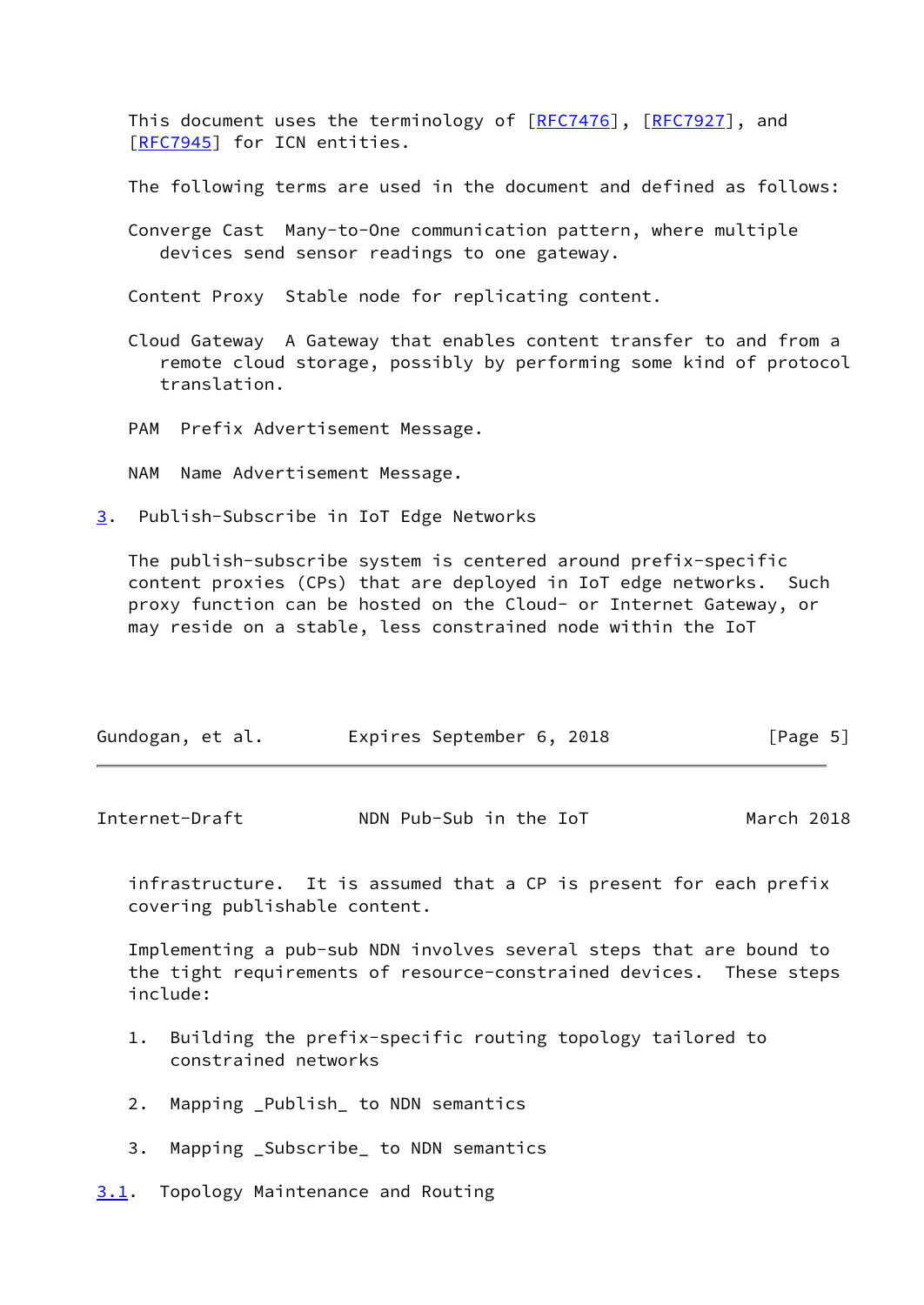This document uses the terminology of [RFC7476], [RFC7927], and [RFC7945] for ICN entities.

The following terms are used in the document and defined as follows:

Converge Cast  Many-to-One communication pattern, where multiple devices send sensor readings to one gateway.

Content Proxy  Stable node for replicating content.

Cloud Gateway  A Gateway that enables content transfer to and from a remote cloud storage, possibly by performing some kind of protocol translation.

PAM  Prefix Advertisement Message.

NAM  Name Advertisement Message.

## 3. Publish-Subscribe in IoT Edge Networks

The publish-subscribe system is centered around prefix-specific content proxies (CPs) that are deployed in IoT edge networks.  Such proxy function can be hosted on the Cloud- or Internet Gateway, or may reside on a stable, less constrained node within the IoT infrastructure.  It is assumed that a CP is present for each prefix covering publishable content.

Implementing a pub-sub NDN involves several steps that are bound to the tight requirements of resource-constrained devices.  These steps include:

1.  Building the prefix-specific routing topology tailored to constrained networks

2.  Mapping _Publish_ to NDN semantics

3.  Mapping _Subscribe_ to NDN semantics

### 3.1. Topology Maintenance and Routing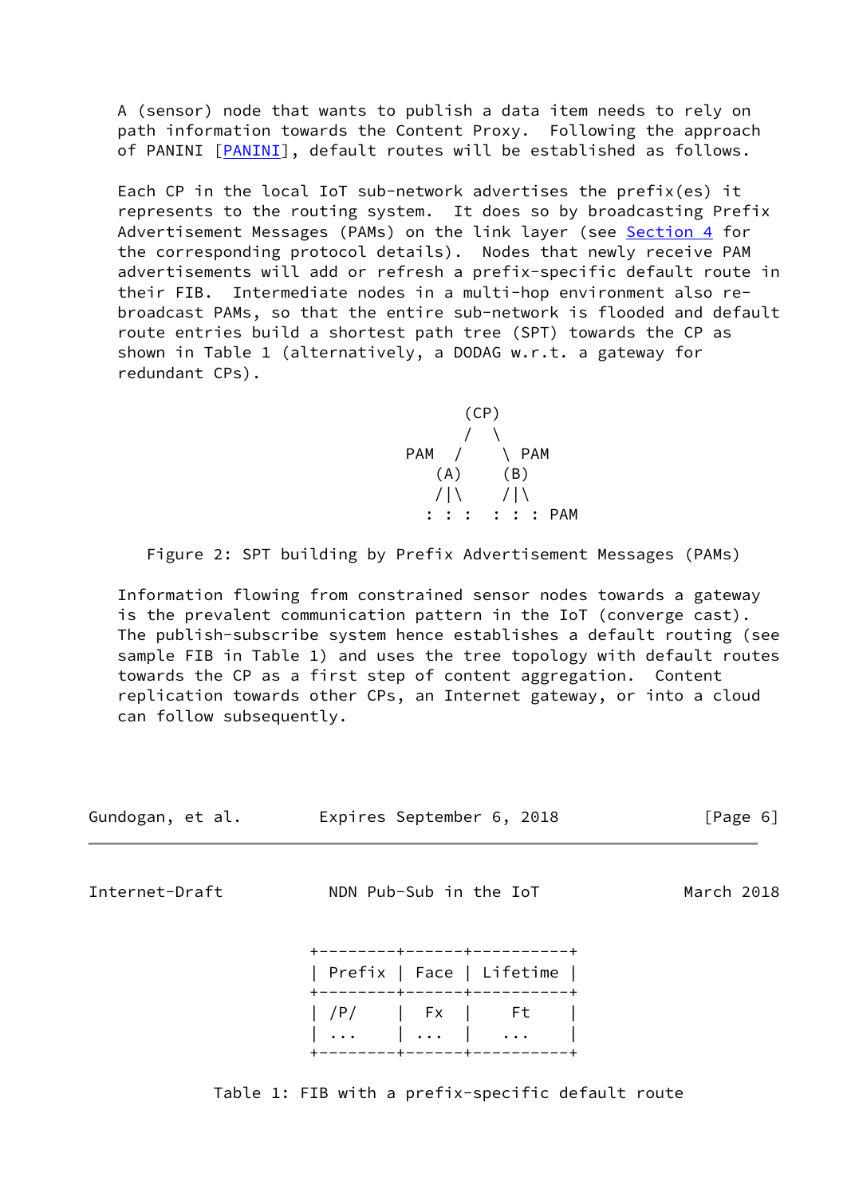A (sensor) node that wants to publish a data item needs to rely on path information towards the Content Proxy. Following the approach of PANINI [PANINI], default routes will be established as follows.

Each CP in the local IoT sub-network advertises the prefix(es) it represents to the routing system. It does so by broadcasting Prefix Advertisement Messages (PAMs) on the link layer (see Section 4 for the corresponding protocol details). Nodes that newly receive PAM advertisements will add or refresh a prefix-specific default route in their FIB. Intermediate nodes in a multi-hop environment also re-broadcast PAMs, so that the entire sub-network is flooded and default route entries build a shortest path tree (SPT) towards the CP as shown in Table 1 (alternatively, a DODAG w.r.t. a gateway for redundant CPs).

```
               (CP)
               /  \
         PAM  /    \ PAM
            (A)    (B)
            /|\    /|\
           : : :  : : : PAM
```

Figure 2: SPT building by Prefix Advertisement Messages (PAMs)

Information flowing from constrained sensor nodes towards a gateway is the prevalent communication pattern in the IoT (converge cast). The publish-subscribe system hence establishes a default routing (see sample FIB in Table 1) and uses the tree topology with default routes towards the CP as a first step of content aggregation. Content replication towards other CPs, an Internet gateway, or into a cloud can follow subsequently.

| Prefix | Face | Lifetime |
|---|---|---|
| /P/ | Fx | Ft |
| ... | ... | ... |

Table 1: FIB with a prefix-specific default route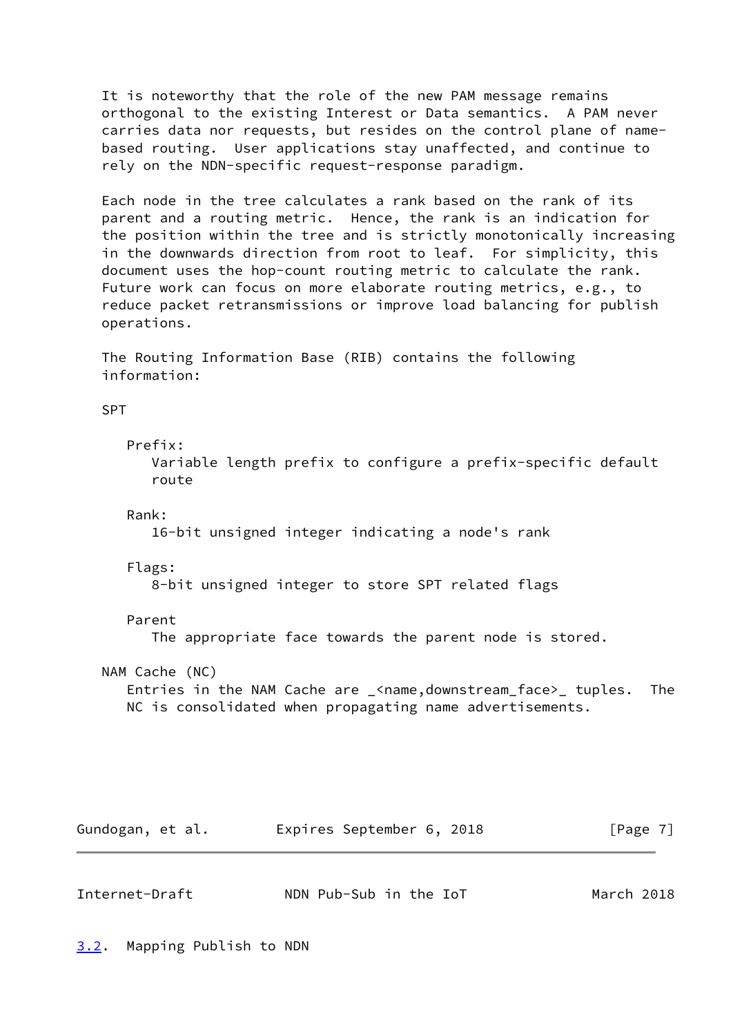It is noteworthy that the role of the new PAM message remains orthogonal to the existing Interest or Data semantics. A PAM never carries data nor requests, but resides on the control plane of name-based routing. User applications stay unaffected, and continue to rely on the NDN-specific request-response paradigm.

Each node in the tree calculates a rank based on the rank of its parent and a routing metric. Hence, the rank is an indication for the position within the tree and is strictly monotonically increasing in the downwards direction from root to leaf. For simplicity, this document uses the hop-count routing metric to calculate the rank. Future work can focus on more elaborate routing metrics, e.g., to reduce packet retransmissions or improve load balancing for publish operations.

The Routing Information Base (RIB) contains the following information:

SPT

- Prefix:
  Variable length prefix to configure a prefix-specific default route
- Rank:
  16-bit unsigned integer indicating a node's rank
- Flags:
  8-bit unsigned integer to store SPT related flags
- Parent
  The appropriate face towards the parent node is stored.

NAM Cache (NC)
Entries in the NAM Cache are _<name,downstream_face>_ tuples. The NC is consolidated when propagating name advertisements.

## 3.2. Mapping Publish to NDN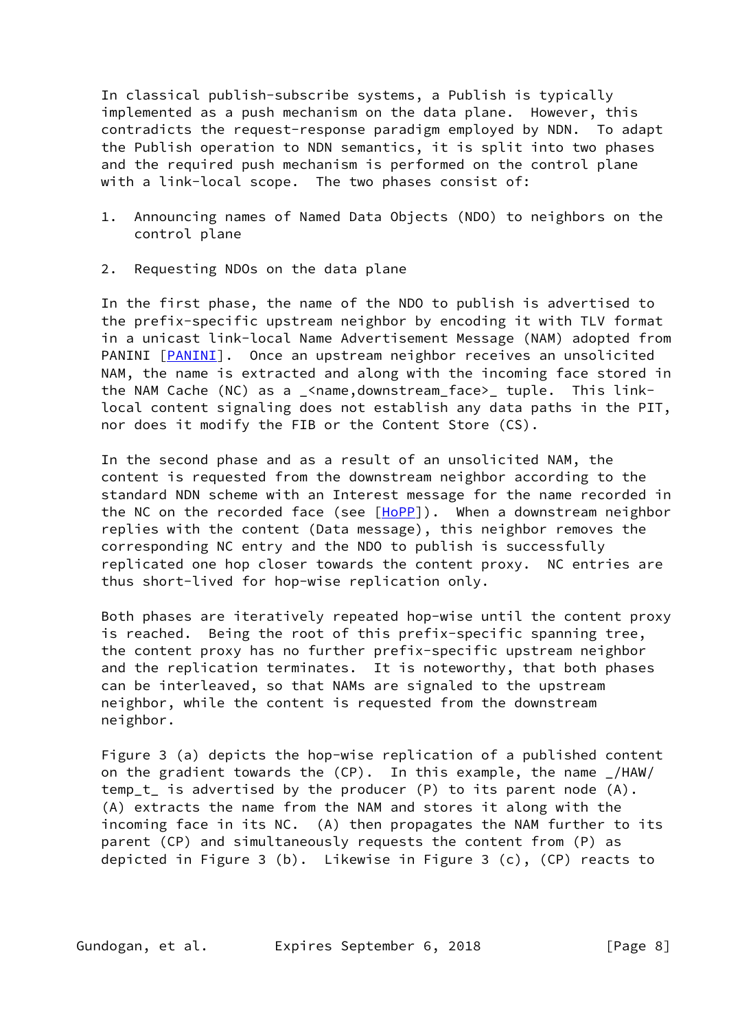In classical publish-subscribe systems, a Publish is typically implemented as a push mechanism on the data plane. However, this contradicts the request-response paradigm employed by NDN. To adapt the Publish operation to NDN semantics, it is split into two phases and the required push mechanism is performed on the control plane with a link-local scope. The two phases consist of:

1. Announcing names of Named Data Objects (NDO) to neighbors on the control plane

2. Requesting NDOs on the data plane

In the first phase, the name of the NDO to publish is advertised to the prefix-specific upstream neighbor by encoding it with TLV format in a unicast link-local Name Advertisement Message (NAM) adopted from PANINI [PANINI]. Once an upstream neighbor receives an unsolicited NAM, the name is extracted and along with the incoming face stored in the NAM Cache (NC) as a _<name,downstream_face>_ tuple. This link-local content signaling does not establish any data paths in the PIT, nor does it modify the FIB or the Content Store (CS).

In the second phase and as a result of an unsolicited NAM, the content is requested from the downstream neighbor according to the standard NDN scheme with an Interest message for the name recorded in the NC on the recorded face (see [HoPP]). When a downstream neighbor replies with the content (Data message), this neighbor removes the corresponding NC entry and the NDO to publish is successfully replicated one hop closer towards the content proxy. NC entries are thus short-lived for hop-wise replication only.

Both phases are iteratively repeated hop-wise until the content proxy is reached. Being the root of this prefix-specific spanning tree, the content proxy has no further prefix-specific upstream neighbor and the replication terminates. It is noteworthy, that both phases can be interleaved, so that NAMs are signaled to the upstream neighbor, while the content is requested from the downstream neighbor.

Figure 3 (a) depicts the hop-wise replication of a published content on the gradient towards the (CP). In this example, the name _/HAW/temp_t_ is advertised by the producer (P) to its parent node (A). (A) extracts the name from the NAM and stores it along with the incoming face in its NC. (A) then propagates the NAM further to its parent (CP) and simultaneously requests the content from (P) as depicted in Figure 3 (b). Likewise in Figure 3 (c), (CP) reacts to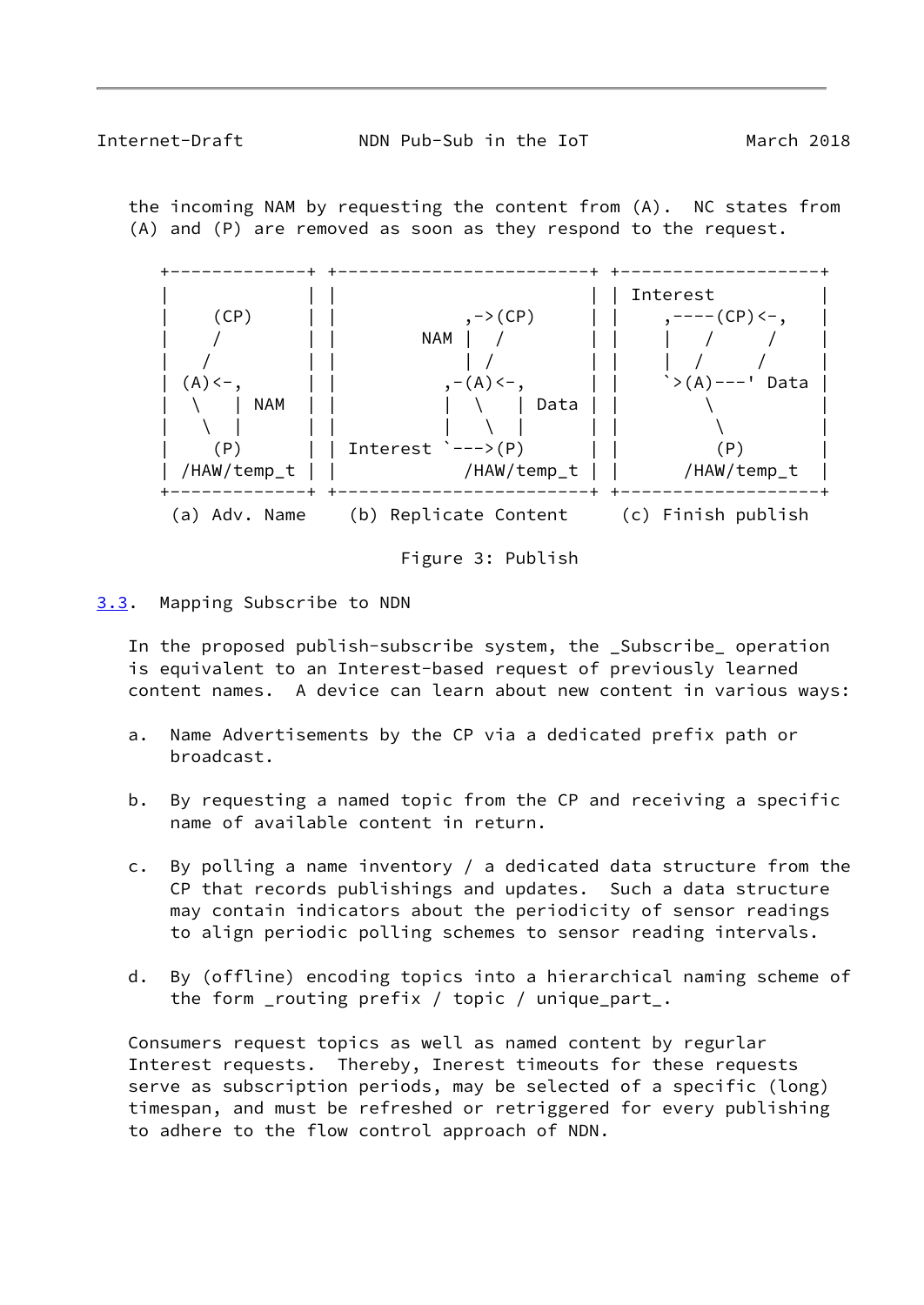the incoming NAM by requesting the content from (A).  NC states from (A) and (P) are removed as soon as they respond to the request.

```
+-------------+ +------------------------+ +-------------------+
|             | |                        | | Interest          |
|    (CP)     | |            ,->(CP)     | |   ,----(CP)<-,    |
|    /        | |        NAM |  /        | |   |   /     /     |
|   /         | |            | /         | |   |  /     /      |
| (A)<-,      | |          ,-(A)<-,      | |   `>(A)---' Data  |
|  \    | NAM | |          |  \    | Data | |       \           |
|   \  |      | |          |   \  |      | |        \          |
|    (P)      | | Interest `--->(P)      | |        (P)        |
| /HAW/temp_t | |            /HAW/temp_t | |    /HAW/temp_t    |
+-------------+ +------------------------+ +-------------------+
 (a) Adv. Name   (b) Replicate Content     (c) Finish publish
```

Figure 3: Publish

## 3.3. Mapping Subscribe to NDN

In the proposed publish-subscribe system, the _Subscribe_ operation is equivalent to an Interest-based request of previously learned content names.  A device can learn about new content in various ways:

a.  Name Advertisements by the CP via a dedicated prefix path or broadcast.

b.  By requesting a named topic from the CP and receiving a specific name of available content in return.

c.  By polling a name inventory / a dedicated data structure from the CP that records publishings and updates.  Such a data structure may contain indicators about the periodicity of sensor readings to align periodic polling schemes to sensor reading intervals.

d.  By (offline) encoding topics into a hierarchical naming scheme of the form _routing prefix / topic / unique_part_.

Consumers request topics as well as named content by regurlar Interest requests.  Thereby, Inerest timeouts for these requests serve as subscription periods, may be selected of a specific (long) timespan, and must be refreshed or retriggered for every publishing to adhere to the flow control approach of NDN.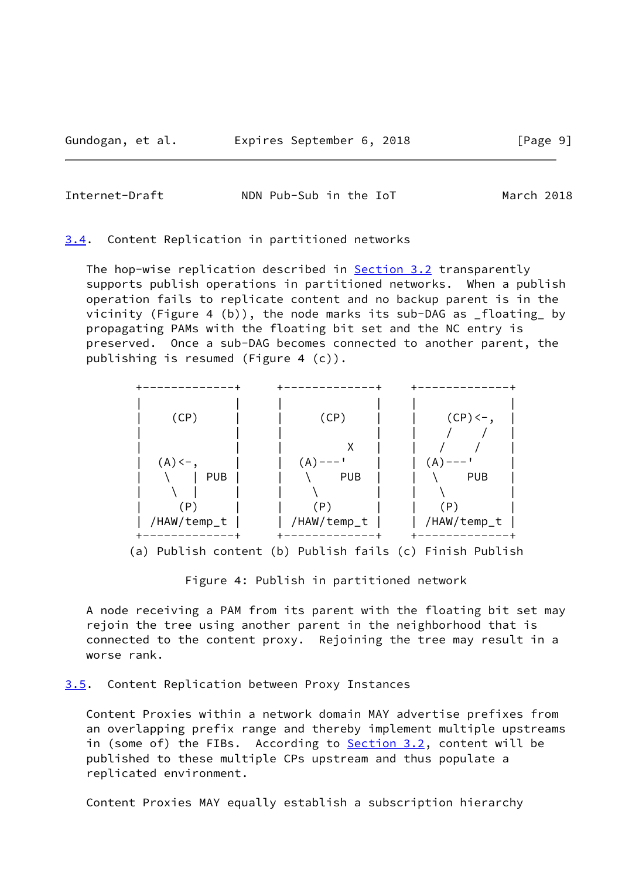## 3.4. Content Replication in partitioned networks

The hop-wise replication described in Section 3.2 transparently supports publish operations in partitioned networks. When a publish operation fails to replicate content and no backup parent is in the vicinity (Figure 4 (b)), the node marks its sub-DAG as _floating_ by propagating PAMs with the floating bit set and the NC entry is preserved. Once a sub-DAG becomes connected to another parent, the publishing is resumed (Figure 4 (c)).

```
 +-------------+     +-------------+    +-------------+
 |             |     |             |    |             |
 |    (CP)     |     |     (CP)    |    |    (CP)<-,  |
 |             |     |             |    |    /    /   |
 |             |     |         X   |    |   /    /    |
 |  (A)<-,     |     |  (A)---'    |    | (A)---'     |
 |   \   | PUB |     |   \    PUB  |    |  \    PUB   |
 |    \  |     |     |    \        |    |   \         |
 |     (P)     |     |    (P)      |    |   (P)       |
 | /HAW/temp_t |     | /HAW/temp_t |    | /HAW/temp_t |
 +-------------+     +-------------+    +-------------+
(a) Publish content (b) Publish fails (c) Finish Publish
```

Figure 4: Publish in partitioned network

A node receiving a PAM from its parent with the floating bit set may rejoin the tree using another parent in the neighborhood that is connected to the content proxy. Rejoining the tree may result in a worse rank.

## 3.5. Content Replication between Proxy Instances

Content Proxies within a network domain MAY advertise prefixes from an overlapping prefix range and thereby implement multiple upstreams in (some of) the FIBs. According to Section 3.2, content will be published to these multiple CPs upstream and thus populate a replicated environment.

Content Proxies MAY equally establish a subscription hierarchy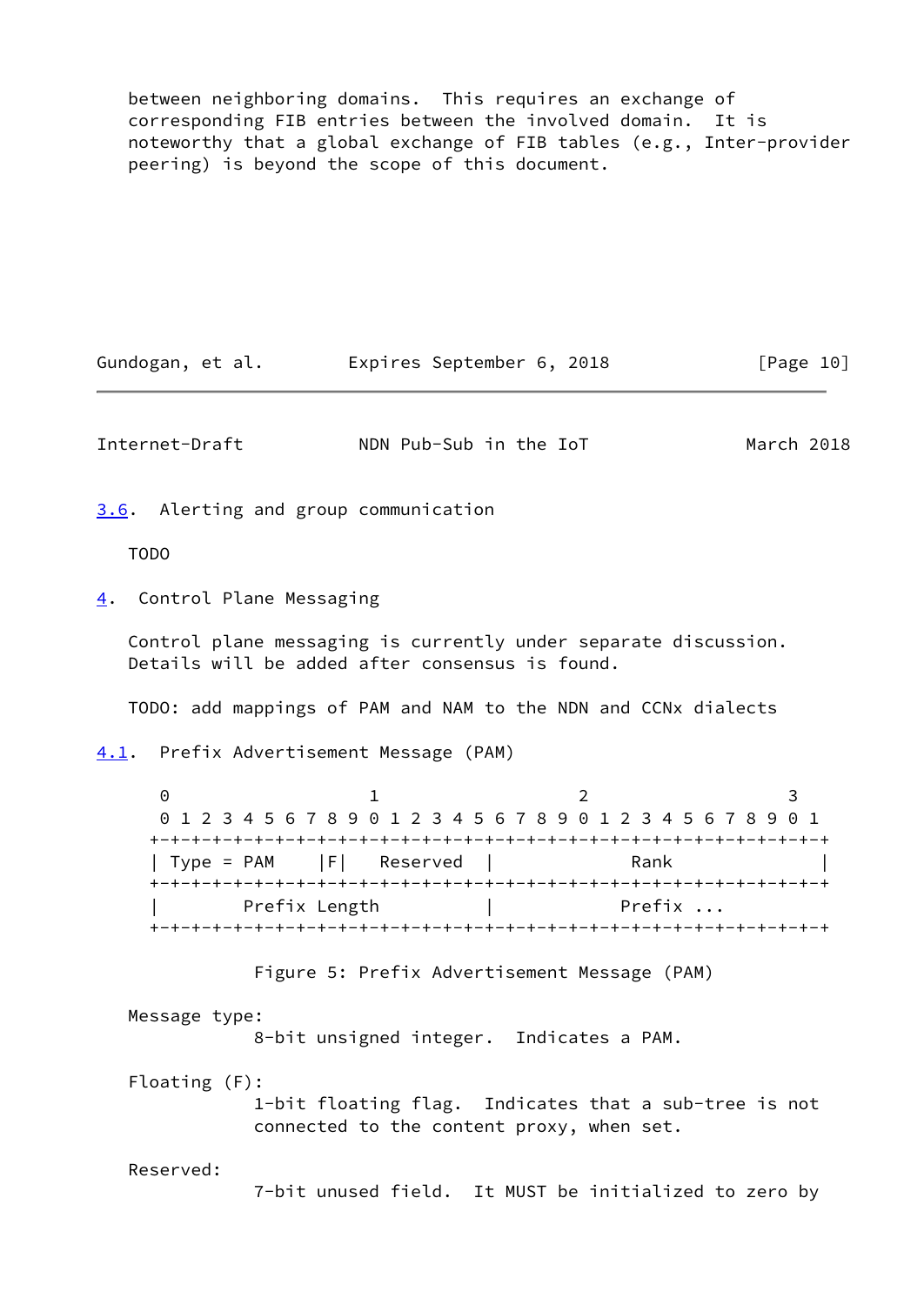between neighboring domains. This requires an exchange of corresponding FIB entries between the involved domain. It is noteworthy that a global exchange of FIB tables (e.g., Inter-provider peering) is beyond the scope of this document.

### 3.6. Alerting and group communication

TODO

## 4. Control Plane Messaging

Control plane messaging is currently under separate discussion. Details will be added after consensus is found.

TODO: add mappings of PAM and NAM to the NDN and CCNx dialects

### 4.1. Prefix Advertisement Message (PAM)

```
 0                   1                   2                   3
 0 1 2 3 4 5 6 7 8 9 0 1 2 3 4 5 6 7 8 9 0 1 2 3 4 5 6 7 8 9 0 1
+-+-+-+-+-+-+-+-+-+-+-+-+-+-+-+-+-+-+-+-+-+-+-+-+-+-+-+-+-+-+-+-+
| Type = PAM    |F|   Reserved  |             Rank              |
+-+-+-+-+-+-+-+-+-+-+-+-+-+-+-+-+-+-+-+-+-+-+-+-+-+-+-+-+-+-+-+-+
|        Prefix Length          |            Prefix ...
+-+-+-+-+-+-+-+-+-+-+-+-+-+-+-+-+-+-+-+-+-+-+-+-+-+-+-+-+-+-+-+-+
```

Figure 5: Prefix Advertisement Message (PAM)

Message type:
8-bit unsigned integer. Indicates a PAM.

Floating (F):
1-bit floating flag. Indicates that a sub-tree is not connected to the content proxy, when set.

Reserved:
7-bit unused field. It MUST be initialized to zero by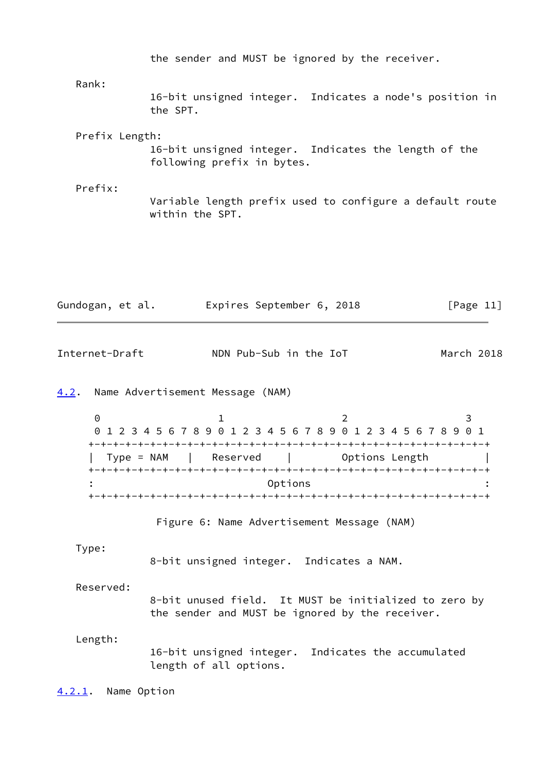the sender and MUST be ignored by the receiver.

Rank:
16-bit unsigned integer. Indicates a node's position in the SPT.

Prefix Length:
16-bit unsigned integer. Indicates the length of the following prefix in bytes.

Prefix:
Variable length prefix used to configure a default route within the SPT.

### 4.2. Name Advertisement Message (NAM)

```
 0                   1                   2                   3
 0 1 2 3 4 5 6 7 8 9 0 1 2 3 4 5 6 7 8 9 0 1 2 3 4 5 6 7 8 9 0 1
+-+-+-+-+-+-+-+-+-+-+-+-+-+-+-+-+-+-+-+-+-+-+-+-+-+-+-+-+-+-+-+-+
|  Type = NAM   |   Reserved    |         Options Length        |
+-+-+-+-+-+-+-+-+-+-+-+-+-+-+-+-+-+-+-+-+-+-+-+-+-+-+-+-+-+-+-+-+
:                            Options                            :
+-+-+-+-+-+-+-+-+-+-+-+-+-+-+-+-+-+-+-+-+-+-+-+-+-+-+-+-+-+-+-+-+
```

Figure 6: Name Advertisement Message (NAM)

Type:
8-bit unsigned integer. Indicates a NAM.

Reserved:
8-bit unused field. It MUST be initialized to zero by the sender and MUST be ignored by the receiver.

Length:
16-bit unsigned integer. Indicates the accumulated length of all options.

#### 4.2.1. Name Option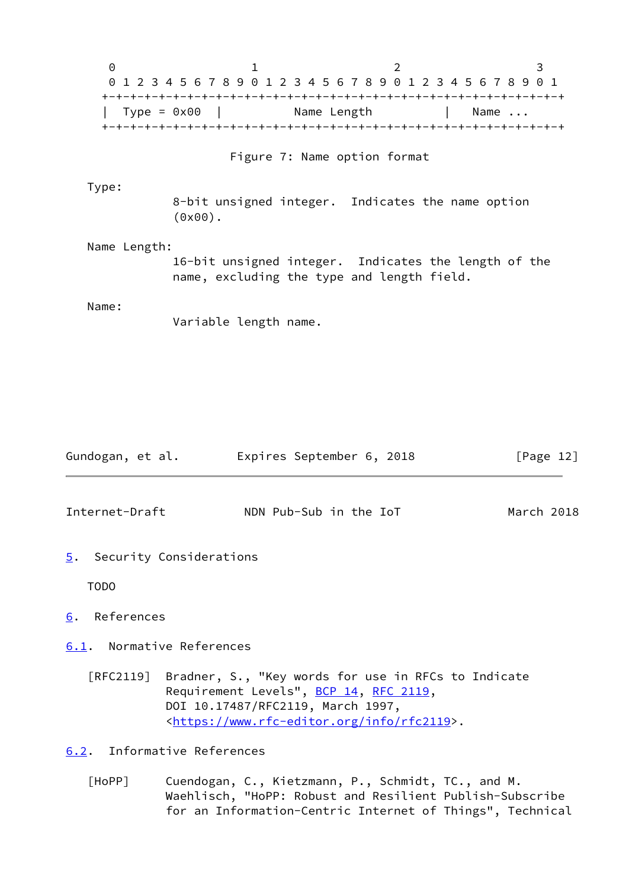```
 0                   1                   2                   3
 0 1 2 3 4 5 6 7 8 9 0 1 2 3 4 5 6 7 8 9 0 1 2 3 4 5 6 7 8 9 0 1
+-+-+-+-+-+-+-+-+-+-+-+-+-+-+-+-+-+-+-+-+-+-+-+-+-+-+-+-+-+-+-+-+
|  Type = 0x00  |          Name Length          |   Name ...
+-+-+-+-+-+-+-+-+-+-+-+-+-+-+-+-+-+-+-+-+-+-+-+-+-+-+-+-+-+-+-+-+
```

Figure 7: Name option format

Type:
: 8-bit unsigned integer. Indicates the name option (0x00).

Name Length:
: 16-bit unsigned integer. Indicates the length of the name, excluding the type and length field.

Name:
: Variable length name.

## 5. Security Considerations

TODO

## 6. References

### 6.1. Normative References

[RFC2119] Bradner, S., "Key words for use in RFCs to Indicate Requirement Levels", BCP 14, RFC 2119, DOI 10.17487/RFC2119, March 1997, <https://www.rfc-editor.org/info/rfc2119>.

### 6.2. Informative References

[HoPP] Cuendogan, C., Kietzmann, P., Schmidt, TC., and M. Waehlisch, "HoPP: Robust and Resilient Publish-Subscribe for an Information-Centric Internet of Things", Technical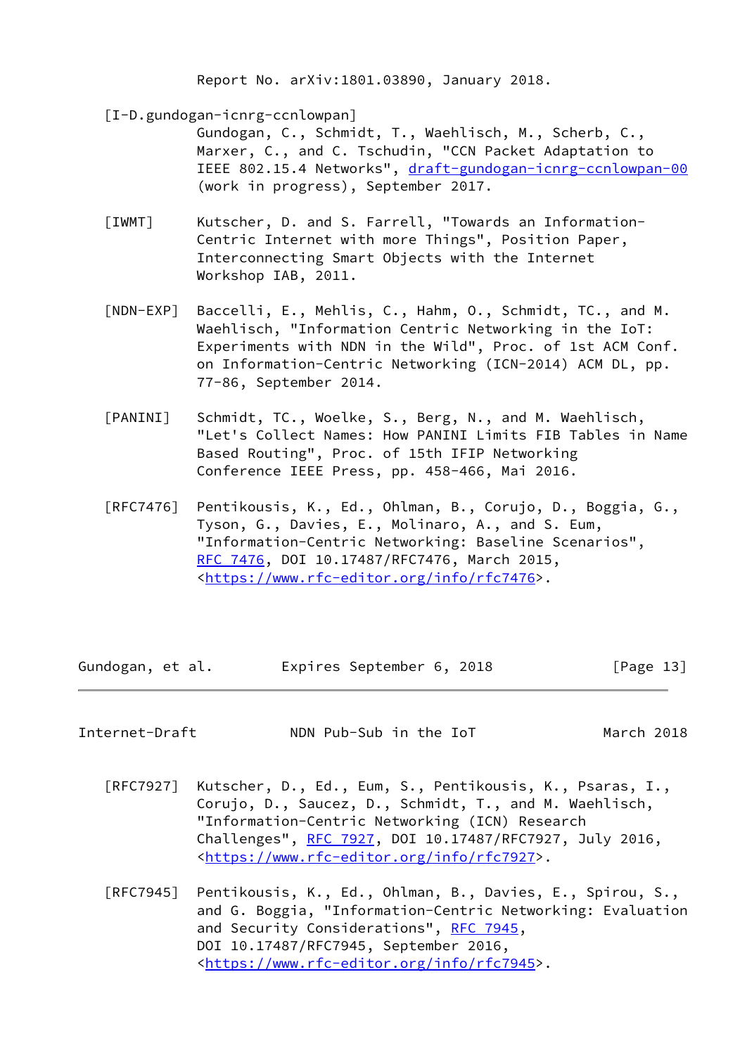Report No. arXiv:1801.03890, January 2018.

[I-D.gundogan-icnrg-ccnlowpan]
Gundogan, C., Schmidt, T., Waehlisch, M., Scherb, C., Marxer, C., and C. Tschudin, "CCN Packet Adaptation to IEEE 802.15.4 Networks", draft-gundogan-icnrg-ccnlowpan-00 (work in progress), September 2017.

[IWMT] Kutscher, D. and S. Farrell, "Towards an Information-Centric Internet with more Things", Position Paper, Interconnecting Smart Objects with the Internet Workshop IAB, 2011.

[NDN-EXP] Baccelli, E., Mehlis, C., Hahm, O., Schmidt, TC., and M. Waehlisch, "Information Centric Networking in the IoT: Experiments with NDN in the Wild", Proc. of 1st ACM Conf. on Information-Centric Networking (ICN-2014) ACM DL, pp. 77-86, September 2014.

[PANINI] Schmidt, TC., Woelke, S., Berg, N., and M. Waehlisch, "Let's Collect Names: How PANINI Limits FIB Tables in Name Based Routing", Proc. of 15th IFIP Networking Conference IEEE Press, pp. 458-466, Mai 2016.

[RFC7476] Pentikousis, K., Ed., Ohlman, B., Corujo, D., Boggia, G., Tyson, G., Davies, E., Molinaro, A., and S. Eum, "Information-Centric Networking: Baseline Scenarios", RFC 7476, DOI 10.17487/RFC7476, March 2015, <https://www.rfc-editor.org/info/rfc7476>.

[RFC7927] Kutscher, D., Ed., Eum, S., Pentikousis, K., Psaras, I., Corujo, D., Saucez, D., Schmidt, T., and M. Waehlisch, "Information-Centric Networking (ICN) Research Challenges", RFC 7927, DOI 10.17487/RFC7927, July 2016, <https://www.rfc-editor.org/info/rfc7927>.

[RFC7945] Pentikousis, K., Ed., Ohlman, B., Davies, E., Spirou, S., and G. Boggia, "Information-Centric Networking: Evaluation and Security Considerations", RFC 7945, DOI 10.17487/RFC7945, September 2016, <https://www.rfc-editor.org/info/rfc7945>.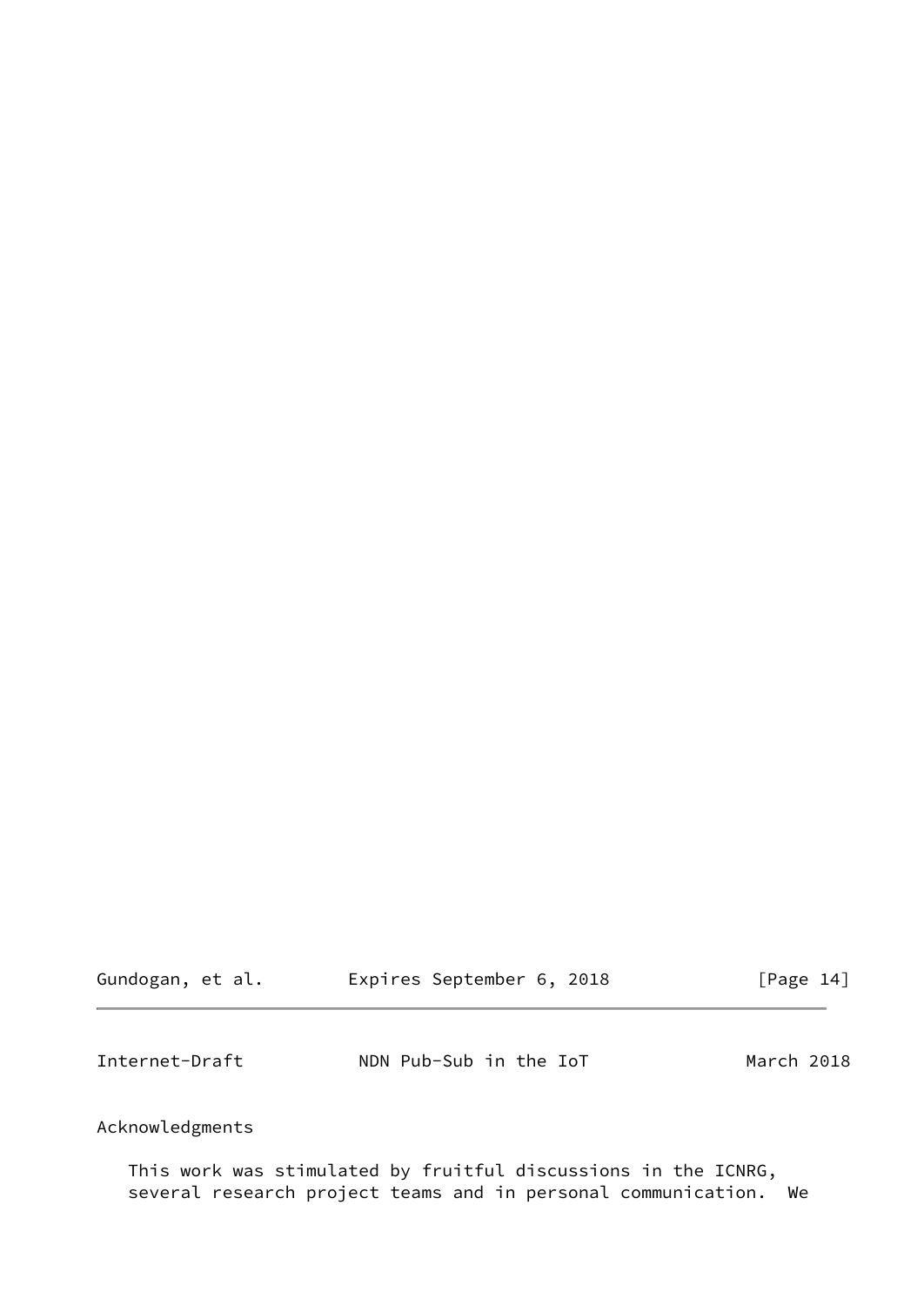## Acknowledgments

This work was stimulated by fruitful discussions in the ICNRG, several research project teams and in personal communication. We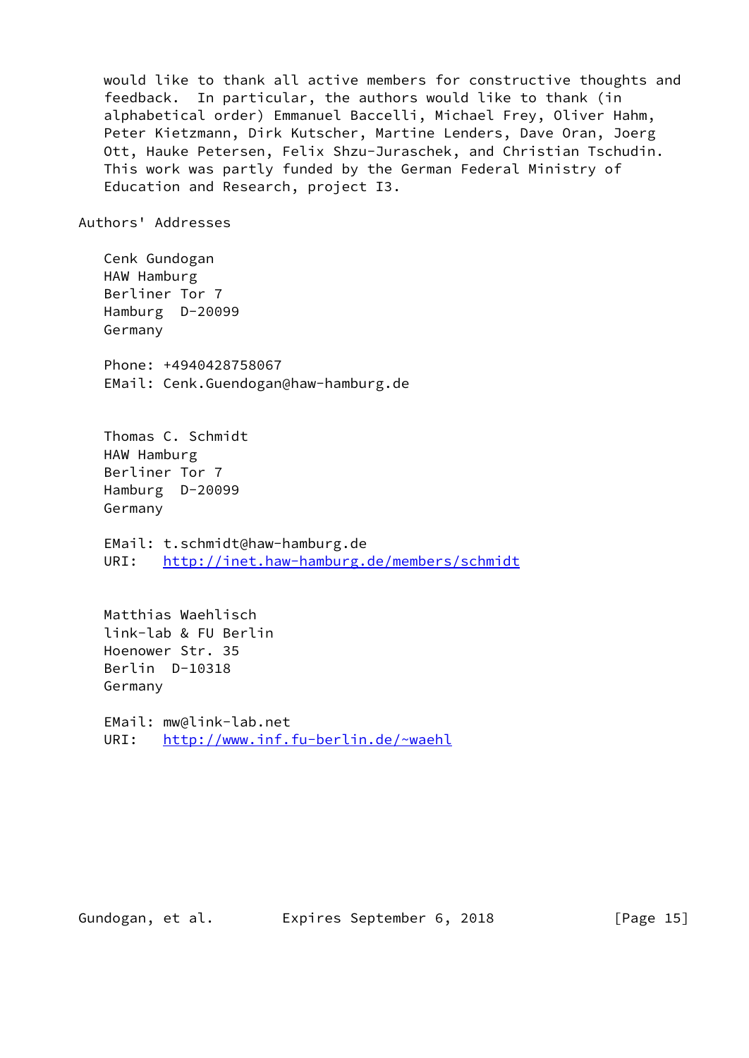would like to thank all active members for constructive thoughts and feedback. In particular, the authors would like to thank (in alphabetical order) Emmanuel Baccelli, Michael Frey, Oliver Hahm, Peter Kietzmann, Dirk Kutscher, Martine Lenders, Dave Oran, Joerg Ott, Hauke Petersen, Felix Shzu-Juraschek, and Christian Tschudin. This work was partly funded by the German Federal Ministry of Education and Research, project I3.

## Authors' Addresses

Cenk Gundogan
HAW Hamburg
Berliner Tor 7
Hamburg D-20099
Germany

Phone: +4940428758067
EMail: Cenk.Guendogan@haw-hamburg.de

Thomas C. Schmidt
HAW Hamburg
Berliner Tor 7
Hamburg D-20099
Germany

EMail: t.schmidt@haw-hamburg.de
URI: http://inet.haw-hamburg.de/members/schmidt

Matthias Waehlisch
link-lab & FU Berlin
Hoenower Str. 35
Berlin D-10318
Germany

EMail: mw@link-lab.net
URI: http://www.inf.fu-berlin.de/~waehl